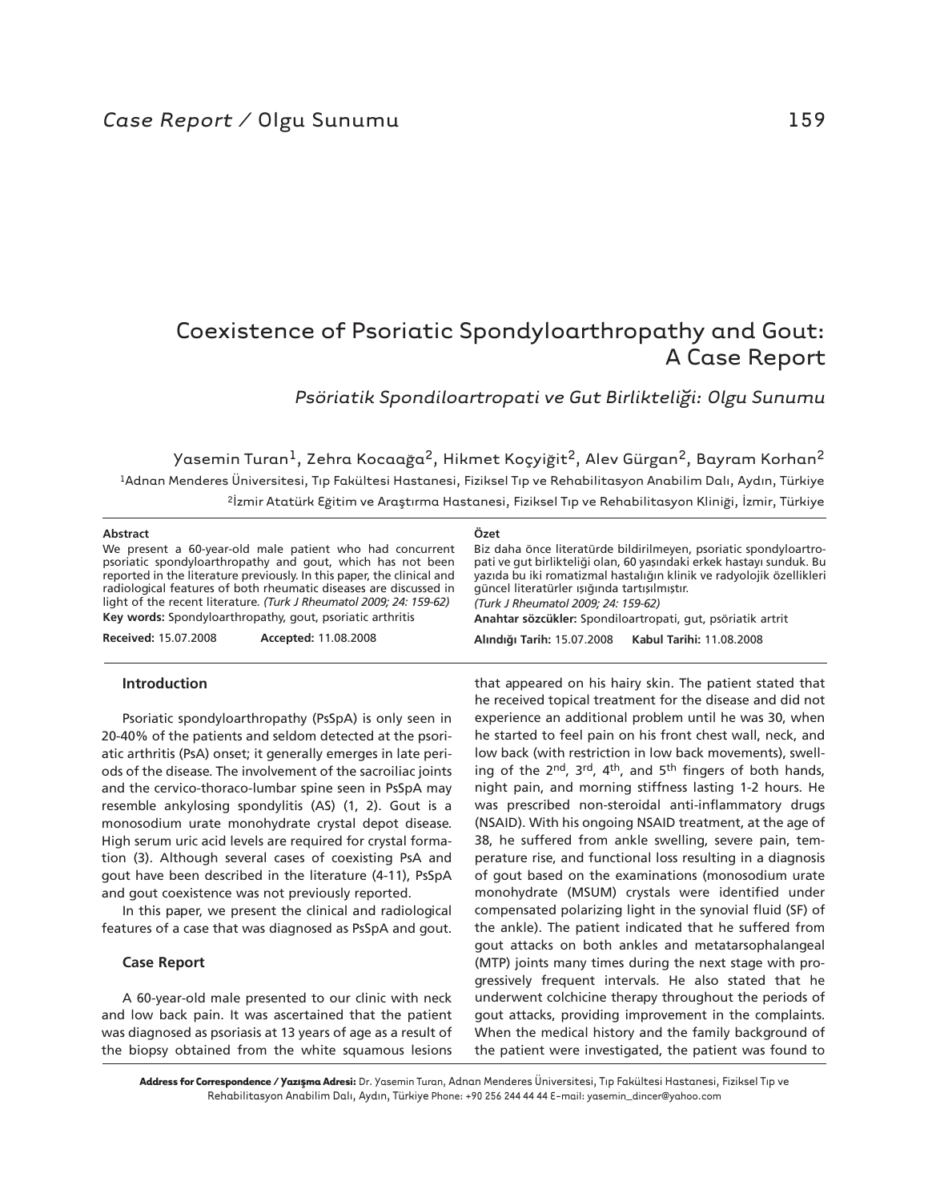Case Report / Olgu Sunumu

# Coexistence of Psoriatic Spondyloarthropathy and Gout: A Case Report

*Psöriatik Spondiloartropati ve Gut Birlikteliği: Olgu Sunumu*

Yasemin Turan[1], Zehra Kocaağa[2], Hikmet Koçyiğit[2], Alev Gürgan[2], Bayram Korhan[2]

[1]Adnan Menderes Üniversitesi, Tıp Fakültesi Hastanesi, Fiziksel Tıp ve Rehabilitasyon Anabilim Dalı, Aydın, Türkiye

[2]İzmir Atatürk Eğitim ve Araştırma Hastanesi, Fiziksel Tıp ve Rehabilitasyon Kliniği, İzmir, Türkiye

**Abstract**

We present a 60-year-old male patient who had concurrent psoriatic spondyloarthropathy and gout, which has not been reported in the literature previously. In this paper, the clinical and radiological features of both rheumatic diseases are discussed in light of the recent literature. *(Turk J Rheumatol 2009; 24: 159-62)*

**Key words:** Spondyloarthropathy, gout, psoriatic arthritis

**Received:** 15.07.2008 **Accepted:** 11.08.2008

**Özet**

Biz daha önce literatürde bildirilmeyen, psoriatic spondyloartropati ve gut birlikteliği olan, 60 yaşındaki erkek hastayı sunduk. Bu yazıda bu iki romatizmal hastalığın klinik ve radyolojik özellikleri güncel literatürler ışığında tartışılmıştır.
*(Turk J Rheumatol 2009; 24: 159-62)*

**Anahtar sözcükler:** Spondiloartropati, gut, psöriatik artrit

**Alındığı Tarih:** 15.07.2008 **Kabul Tarihi:** 11.08.2008

## Introduction

Psoriatic spondyloarthropathy (PsSpA) is only seen in 20-40% of the patients and seldom detected at the psoriatic arthritis (PsA) onset; it generally emerges in late periods of the disease. The involvement of the sacroiliac joints and the cervico-thoraco-lumbar spine seen in PsSpA may resemble ankylosing spondylitis (AS) (1, 2). Gout is a monosodium urate monohydrate crystal depot disease. High serum uric acid levels are required for crystal formation (3). Although several cases of coexisting PsA and gout have been described in the literature (4-11), PsSpA and gout coexistence was not previously reported.

In this paper, we present the clinical and radiological features of a case that was diagnosed as PsSpA and gout.

## Case Report

A 60-year-old male presented to our clinic with neck and low back pain. It was ascertained that the patient was diagnosed as psoriasis at 13 years of age as a result of the biopsy obtained from the white squamous lesions that appeared on his hairy skin. The patient stated that he received topical treatment for the disease and did not experience an additional problem until he was 30, when he started to feel pain on his front chest wall, neck, and low back (with restriction in low back movements), swelling of the 2nd, 3rd, 4th, and 5th fingers of both hands, night pain, and morning stiffness lasting 1-2 hours. He was prescribed non-steroidal anti-inflammatory drugs (NSAID). With his ongoing NSAID treatment, at the age of 38, he suffered from ankle swelling, severe pain, temperature rise, and functional loss resulting in a diagnosis of gout based on the examinations (monosodium urate monohydrate (MSUM) crystals were identified under compensated polarizing light in the synovial fluid (SF) of the ankle). The patient indicated that he suffered from gout attacks on both ankles and metatarsophalangeal (MTP) joints many times during the next stage with progressively frequent intervals. He also stated that he underwent colchicine therapy throughout the periods of gout attacks, providing improvement in the complaints. When the medical history and the family background of the patient were investigated, the patient was found to

**Address for Correspondence / Yazışma Adresi:** Dr. Yasemin Turan, Adnan Menderes Üniversitesi, Tıp Fakültesi Hastanesi, Fiziksel Tıp ve Rehabilitasyon Anabilim Dalı, Aydın, Türkiye Phone: +90 256 244 44 44 E-mail: yasemin_dincer@yahoo.com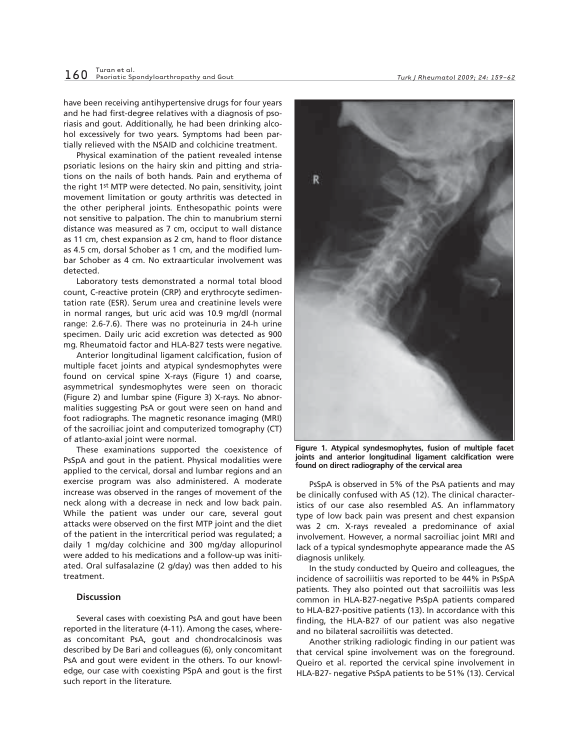have been receiving antihypertensive drugs for four years and he had first-degree relatives with a diagnosis of psoriasis and gout. Additionally, he had been drinking alcohol excessively for two years. Symptoms had been partially relieved with the NSAID and colchicine treatment.

Physical examination of the patient revealed intense psoriatic lesions on the hairy skin and pitting and striations on the nails of both hands. Pain and erythema of the right 1st MTP were detected. No pain, sensitivity, joint movement limitation or gouty arthritis was detected in the other peripheral joints. Enthesopathic points were not sensitive to palpation. The chin to manubrium sterni distance was measured as 7 cm, occiput to wall distance as 11 cm, chest expansion as 2 cm, hand to floor distance as 4.5 cm, dorsal Schober as 1 cm, and the modified lumbar Schober as 4 cm. No extraarticular involvement was detected.

Laboratory tests demonstrated a normal total blood count, C-reactive protein (CRP) and erythrocyte sedimentation rate (ESR). Serum urea and creatinine levels were in normal ranges, but uric acid was 10.9 mg/dl (normal range: 2.6-7.6). There was no proteinuria in 24-h urine specimen. Daily uric acid excretion was detected as 900 mg. Rheumatoid factor and HLA-B27 tests were negative.

Anterior longitudinal ligament calcification, fusion of multiple facet joints and atypical syndesmophytes were found on cervical spine X-rays (Figure 1) and coarse, asymmetrical syndesmophytes were seen on thoracic (Figure 2) and lumbar spine (Figure 3) X-rays. No abnormalities suggesting PsA or gout were seen on hand and foot radiographs. The magnetic resonance imaging (MRI) of the sacroiliac joint and computerized tomography (CT) of atlanto-axial joint were normal.

These examinations supported the coexistence of PsSpA and gout in the patient. Physical modalities were applied to the cervical, dorsal and lumbar regions and an exercise program was also administered. A moderate increase was observed in the ranges of movement of the neck along with a decrease in neck and low back pain. While the patient was under our care, several gout attacks were observed on the first MTP joint and the diet of the patient in the intercritical period was regulated; a daily 1 mg/day colchicine and 300 mg/day allopurinol were added to his medications and a follow-up was initiated. Oral sulfasalazine (2 g/day) was then added to his treatment.

## Discussion

Several cases with coexisting PsA and gout have been reported in the literature (4-11). Among the cases, whereas concomitant PsA, gout and chondrocalcinosis was described by De Bari and colleagues (6), only concomitant PsA and gout were evident in the others. To our knowledge, our case with coexisting PSpA and gout is the first such report in the literature.

**Figure 1. Atypical syndesmophytes, fusion of multiple facet joints and anterior longitudinal ligament calcification were found on direct radiography of the cervical area**

PsSpA is observed in 5% of the PsA patients and may be clinically confused with AS (12). The clinical characteristics of our case also resembled AS. An inflammatory type of low back pain was present and chest expansion was 2 cm. X-rays revealed a predominance of axial involvement. However, a normal sacroiliac joint MRI and lack of a typical syndesmophyte appearance made the AS diagnosis unlikely.

In the study conducted by Queiro and colleagues, the incidence of sacroiliitis was reported to be 44% in PsSpA patients. They also pointed out that sacroiliitis was less common in HLA-B27-negative PsSpA patients compared to HLA-B27-positive patients (13). In accordance with this finding, the HLA-B27 of our patient was also negative and no bilateral sacroiliitis was detected.

Another striking radiologic finding in our patient was that cervical spine involvement was on the foreground. Queiro et al. reported the cervical spine involvement in HLA-B27- negative PsSpA patients to be 51% (13). Cervical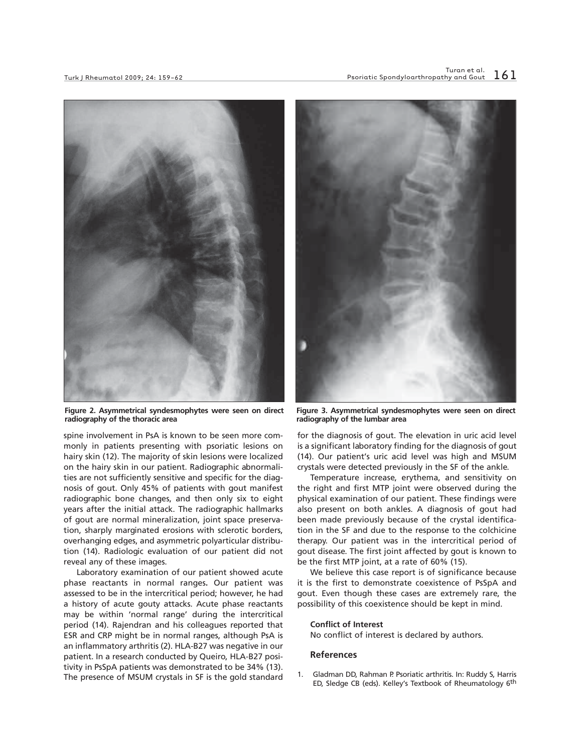Figure 2. Asymmetrical syndesmophytes were seen on direct radiography of the thoracic area

Figure 3. Asymmetrical syndesmophytes were seen on direct radiography of the lumbar area

spine involvement in PsA is known to be seen more commonly in patients presenting with psoriatic lesions on hairy skin (12). The majority of skin lesions were localized on the hairy skin in our patient. Radiographic abnormalities are not sufficiently sensitive and specific for the diagnosis of gout. Only 45% of patients with gout manifest radiographic bone changes, and then only six to eight years after the initial attack. The radiographic hallmarks of gout are normal mineralization, joint space preservation, sharply marginated erosions with sclerotic borders, overhanging edges, and asymmetric polyarticular distribution (14). Radiologic evaluation of our patient did not reveal any of these images.

Laboratory examination of our patient showed acute phase reactants in normal ranges. Our patient was assessed to be in the intercritical period; however, he had a history of acute gouty attacks. Acute phase reactants may be within 'normal range' during the intercritical period (14). Rajendran and his colleagues reported that ESR and CRP might be in normal ranges, although PsA is an inflammatory arthritis (2). HLA-B27 was negative in our patient. In a research conducted by Queiro, HLA-B27 positivity in PsSpA patients was demonstrated to be 34% (13). The presence of MSUM crystals in SF is the gold standard for the diagnosis of gout. The elevation in uric acid level is a significant laboratory finding for the diagnosis of gout (14). Our patient's uric acid level was high and MSUM crystals were detected previously in the SF of the ankle.

Temperature increase, erythema, and sensitivity on the right and first MTP joint were observed during the physical examination of our patient. These findings were also present on both ankles. A diagnosis of gout had been made previously because of the crystal identification in the SF and due to the response to the colchicine therapy. Our patient was in the intercritical period of gout disease. The first joint affected by gout is known to be the first MTP joint, at a rate of 60% (15).

We believe this case report is of significance because it is the first to demonstrate coexistence of PsSpA and gout. Even though these cases are extremely rare, the possibility of this coexistence should be kept in mind.

**Conflict of Interest**

No conflict of interest is declared by authors.

## References

1. Gladman DD, Rahman P. Psoriatic arthritis. In: Ruddy S, Harris ED, Sledge CB (eds). Kelley's Textbook of Rheumatology 6th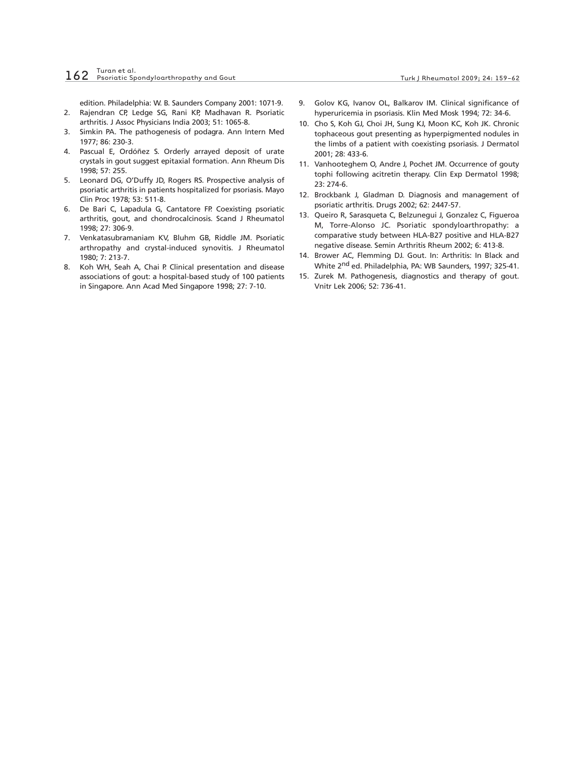edition. Philadelphia: W. B. Saunders Company 2001: 1071-9.

2. Rajendran CP, Ledge SG, Rani KP, Madhavan R. Psoriatic arthritis. J Assoc Physicians India 2003; 51: 1065-8.
3. Simkin PA. The pathogenesis of podagra. Ann Intern Med 1977; 86: 230-3.
4. Pascual E, Ordóñez S. Orderly arrayed deposit of urate crystals in gout suggest epitaxial formation. Ann Rheum Dis 1998; 57: 255.
5. Leonard DG, O'Duffy JD, Rogers RS. Prospective analysis of psoriatic arthritis in patients hospitalized for psoriasis. Mayo Clin Proc 1978; 53: 511-8.
6. De Bari C, Lapadula G, Cantatore FP. Coexisting psoriatic arthritis, gout, and chondrocalcinosis. Scand J Rheumatol 1998; 27: 306-9.
7. Venkatasubramaniam KV, Bluhm GB, Riddle JM. Psoriatic arthropathy and crystal-induced synovitis. J Rheumatol 1980; 7: 213-7.
8. Koh WH, Seah A, Chai P. Clinical presentation and disease associations of gout: a hospital-based study of 100 patients in Singapore. Ann Acad Med Singapore 1998; 27: 7-10.
9. Golov KG, Ivanov OL, Balkarov IM. Clinical significance of hyperuricemia in psoriasis. Klin Med Mosk 1994; 72: 34-6.
10. Cho S, Koh GJ, Choi JH, Sung KJ, Moon KC, Koh JK. Chronic tophaceous gout presenting as hyperpigmented nodules in the limbs of a patient with coexisting psoriasis. J Dermatol 2001; 28: 433-6.
11. Vanhooteghem O, Andre J, Pochet JM. Occurrence of gouty tophi following acitretin therapy. Clin Exp Dermatol 1998; 23: 274-6.
12. Brockbank J, Gladman D. Diagnosis and management of psoriatic arthritis. Drugs 2002; 62: 2447-57.
13. Queiro R, Sarasqueta C, Belzunegui J, Gonzalez C, Figueroa M, Torre-Alonso JC. Psoriatic spondyloarthropathy: a comparative study between HLA-B27 positive and HLA-B27 negative disease. Semin Arthritis Rheum 2002; 6: 413-8.
14. Brower AC, Flemming DJ. Gout. In: Arthritis: In Black and White 2nd ed. Philadelphia, PA: WB Saunders, 1997; 325-41.
15. Zurek M. Pathogenesis, diagnostics and therapy of gout. Vnitr Lek 2006; 52: 736-41.